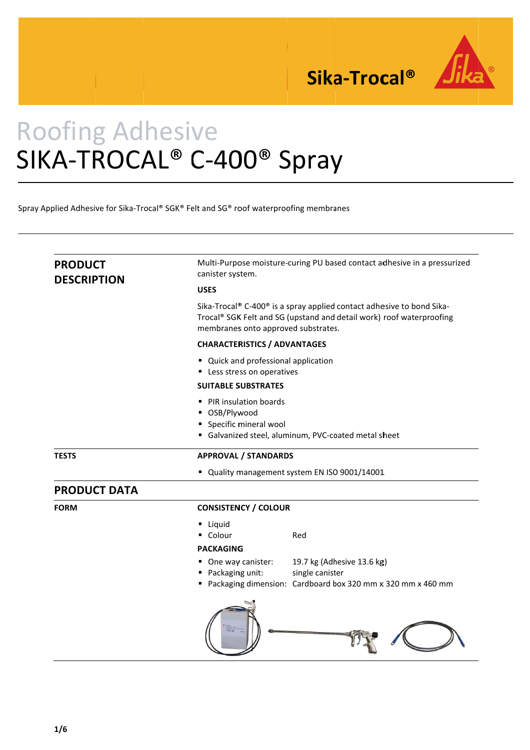Sika-Trocal®

# Roofing Adhesive
# SIKA-TROCAL® C-400® Spray

Spray Applied Adhesive for Sika-Trocal® SGK® Felt and SG® roof waterproofing membranes

## PRODUCT DESCRIPTION

Multi-Purpose moisture-curing PU based contact adhesive in a pressurized canister system.

### USES

Sika-Trocal® C-400® is a spray applied contact adhesive to bond Sika-Trocal® SGK Felt and SG (upstand and detail work) roof waterproofing membranes onto approved substrates.

### CHARACTERISTICS / ADVANTAGES

- Quick and professional application
- Less stress on operatives

### SUITABLE SUBSTRATES

- PIR insulation boards
- OSB/Plywood
- Specific mineral wool
- Galvanized steel, aluminum, PVC-coated metal sheet

## TESTS

### APPROVAL / STANDARDS

- Quality management system EN ISO 9001/14001

## PRODUCT DATA

### FORM

#### CONSISTENCY / COLOUR

- Liquid
- Colour: Red

#### PACKAGING

- One way canister: 19.7 kg (Adhesive 13.6 kg)
- Packaging unit: single canister
- Packaging dimension: Cardboard box 320 mm x 320 mm x 460 mm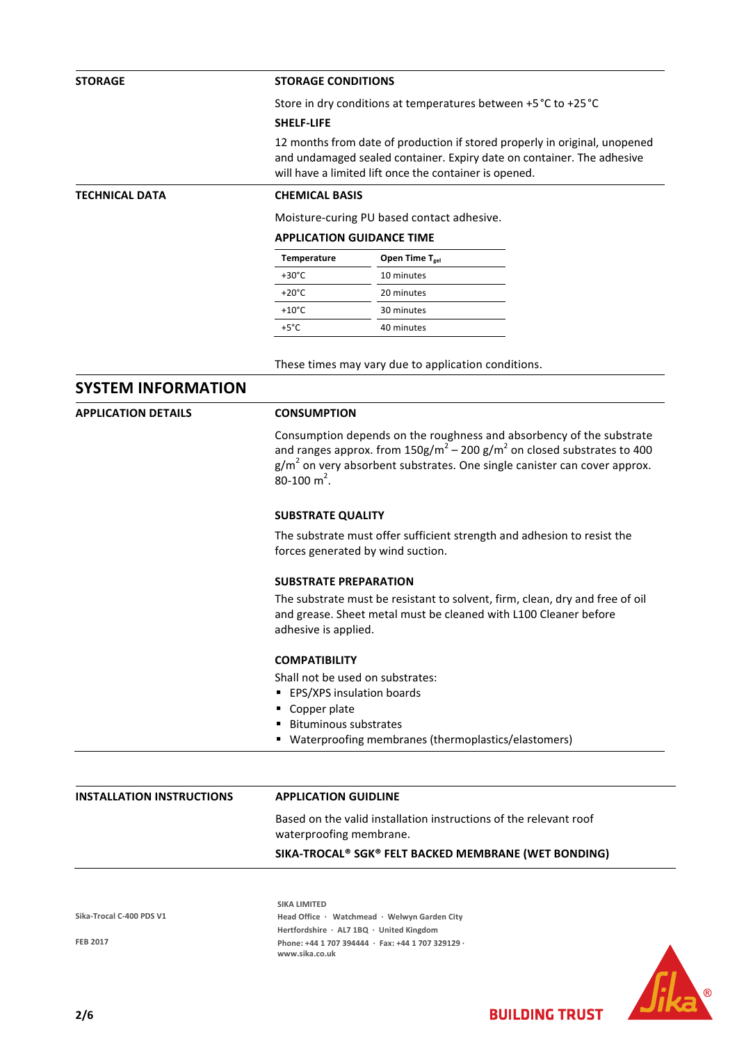**STORAGE**

**STORAGE CONDITIONS**

Store in dry conditions at temperatures between +5 °C to +25 °C

**SHELF-LIFE**

12 months from date of production if stored properly in original, unopened and undamaged sealed container. Expiry date on container. The adhesive will have a limited lift once the container is opened.

**TECHNICAL DATA**

**CHEMICAL BASIS**

Moisture-curing PU based contact adhesive.

**APPLICATION GUIDANCE TIME**

| Temperature | Open Time $T_{gel}$ |
|---|---|
| +30°C | 10 minutes |
| +20°C | 20 minutes |
| +10°C | 30 minutes |
| +5°C | 40 minutes |

These times may vary due to application conditions.

## SYSTEM INFORMATION

**APPLICATION DETAILS**

**CONSUMPTION**

Consumption depends on the roughness and absorbency of the substrate and ranges approx. from 150g/m$^2$ – 200 g/m$^2$ on closed substrates to 400 g/m$^2$ on very absorbent substrates. One single canister can cover approx. 80-100 m$^2$.

**SUBSTRATE QUALITY**

The substrate must offer sufficient strength and adhesion to resist the forces generated by wind suction.

**SUBSTRATE PREPARATION**

The substrate must be resistant to solvent, firm, clean, dry and free of oil and grease. Sheet metal must be cleaned with L100 Cleaner before adhesive is applied.

**COMPATIBILITY**

Shall not be used on substrates:

- EPS/XPS insulation boards
- Copper plate
- Bituminous substrates
- Waterproofing membranes (thermoplastics/elastomers)

**INSTALLATION INSTRUCTIONS**

**APPLICATION GUIDLINE**

Based on the valid installation instructions of the relevant roof waterproofing membrane.

**SIKA-TROCAL® SGK® FELT BACKED MEMBRANE (WET BONDING)**

Sika-Trocal C-400 PDS V1

FEB 2017

SIKA LIMITED
Head Office · Watchmead · Welwyn Garden City
Hertfordshire · AL7 1BQ · United Kingdom
Phone: +44 1 707 394444 · Fax: +44 1 707 329129 ·
www.sika.co.uk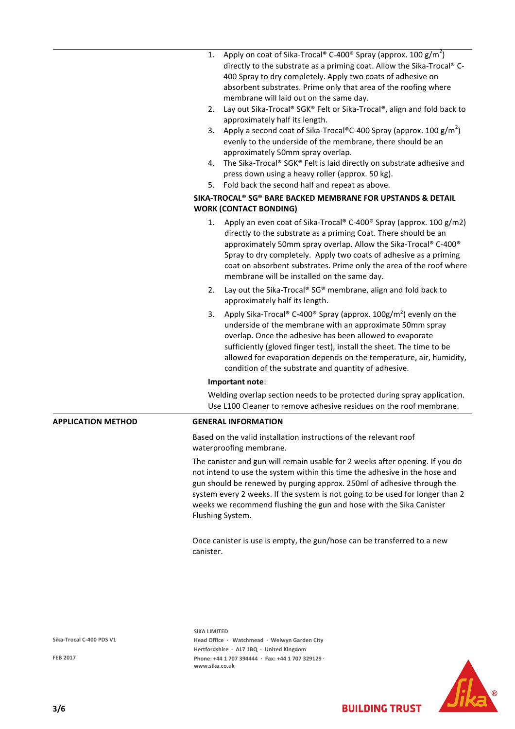1. Apply on coat of Sika-Trocal® C-400® Spray (approx. 100 $g/m^2$) directly to the substrate as a priming coat. Allow the Sika-Trocal® C-400 Spray to dry completely. Apply two coats of adhesive on absorbent substrates. Prime only that area of the roofing where membrane will laid out on the same day.
2. Lay out Sika-Trocal® SGK® Felt or Sika-Trocal®, align and fold back to approximately half its length.
3. Apply a second coat of Sika-Trocal®C-400 Spray (approx. 100 $g/m^2$) evenly to the underside of the membrane, there should be an approximately 50mm spray overlap.
4. The Sika-Trocal® SGK® Felt is laid directly on substrate adhesive and press down using a heavy roller (approx. 50 kg).
5. Fold back the second half and repeat as above.

**SIKA-TROCAL® SG® BARE BACKED MEMBRANE FOR UPSTANDS & DETAIL WORK (CONTACT BONDING)**

1. Apply an even coat of Sika-Trocal® C-400® Spray (approx. 100 g/m2) directly to the substrate as a priming Coat. There should be an approximately 50mm spray overlap. Allow the Sika-Trocal® C-400® Spray to dry completely. Apply two coats of adhesive as a priming coat on absorbent substrates. Prime only the area of the roof where membrane will be installed on the same day.
2. Lay out the Sika-Trocal® SG® membrane, align and fold back to approximately half its length.
3. Apply Sika-Trocal® C-400® Spray (approx. 100$g/m^2$) evenly on the underside of the membrane with an approximate 50mm spray overlap. Once the adhesive has been allowed to evaporate sufficiently (gloved finger test), install the sheet. The time to be allowed for evaporation depends on the temperature, air, humidity, condition of the substrate and quantity of adhesive.

**Important note**:

Welding overlap section needs to be protected during spray application. Use L100 Cleaner to remove adhesive residues on the roof membrane.

## APPLICATION METHOD

**GENERAL INFORMATION**

Based on the valid installation instructions of the relevant roof waterproofing membrane.

The canister and gun will remain usable for 2 weeks after opening. If you do not intend to use the system within this time the adhesive in the hose and gun should be renewed by purging approx. 250ml of adhesive through the system every 2 weeks. If the system is not going to be used for longer than 2 weeks we recommend flushing the gun and hose with the Sika Canister Flushing System.

Once canister is use is empty, the gun/hose can be transferred to a new canister.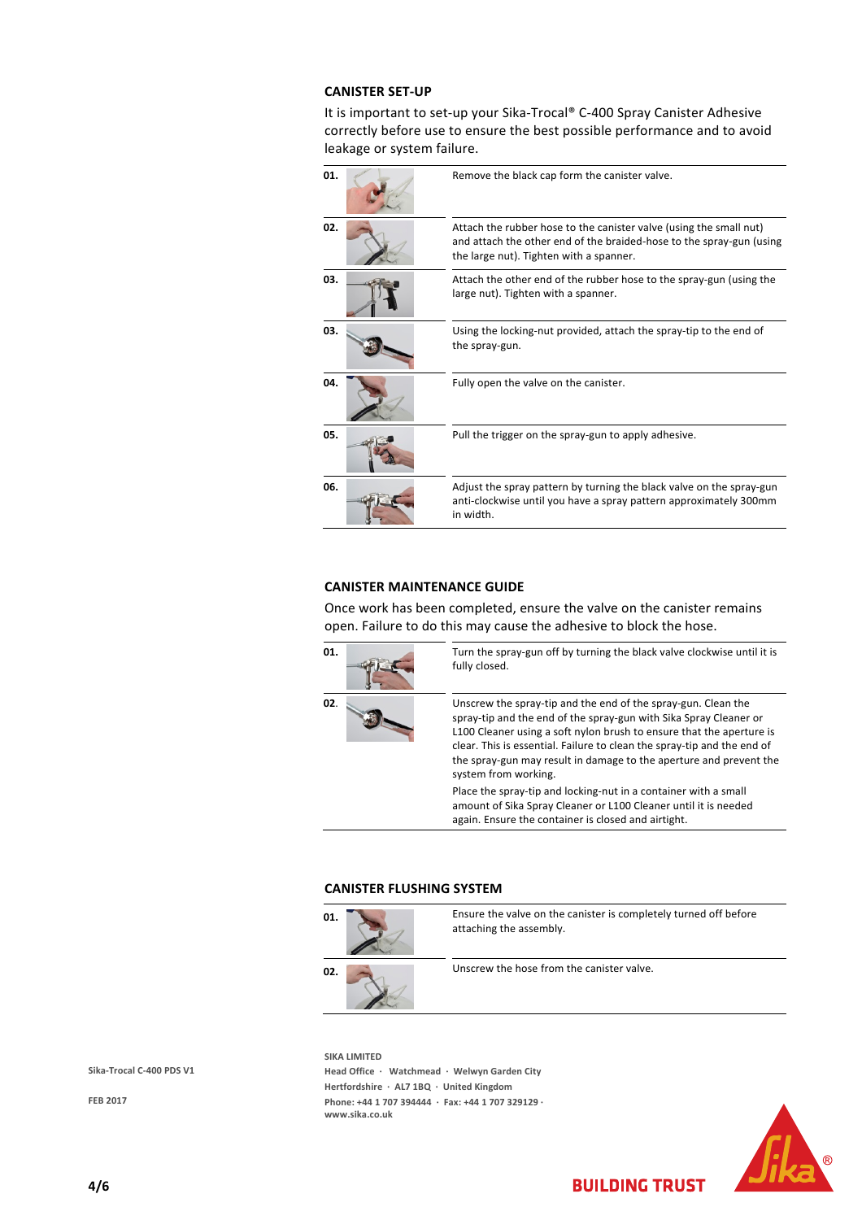## CANISTER SET-UP

It is important to set-up your Sika-Trocal® C-400 Spray Canister Adhesive correctly before use to ensure the best possible performance and to avoid leakage or system failure.

| | |
|---|---|
| 01. | Remove the black cap form the canister valve. |
| 02. | Attach the rubber hose to the canister valve (using the small nut) and attach the other end of the braided-hose to the spray-gun (using the large nut). Tighten with a spanner. |
| 03. | Attach the other end of the rubber hose to the spray-gun (using the large nut). Tighten with a spanner. |
| 03. | Using the locking-nut provided, attach the spray-tip to the end of the spray-gun. |
| 04. | Fully open the valve on the canister. |
| 05. | Pull the trigger on the spray-gun to apply adhesive. |
| 06. | Adjust the spray pattern by turning the black valve on the spray-gun anti-clockwise until you have a spray pattern approximately 300mm in width. |

## CANISTER MAINTENANCE GUIDE

Once work has been completed, ensure the valve on the canister remains open. Failure to do this may cause the adhesive to block the hose.

| | |
|---|---|
| 01. | Turn the spray-gun off by turning the black valve clockwise until it is fully closed. |
| 02. | Unscrew the spray-tip and the end of the spray-gun. Clean the spray-tip and the end of the spray-gun with Sika Spray Cleaner or L100 Cleaner using a soft nylon brush to ensure that the aperture is clear. This is essential. Failure to clean the spray-tip and the end of the spray-gun may result in damage to the aperture and prevent the system from working.<br>Place the spray-tip and locking-nut in a container with a small amount of Sika Spray Cleaner or L100 Cleaner until it is needed again. Ensure the container is closed and airtight. |

## CANISTER FLUSHING SYSTEM

| | |
|---|---|
| 01. | Ensure the valve on the canister is completely turned off before attaching the assembly. |
| 02. | Unscrew the hose from the canister valve. |

Sika-Trocal C-400 PDS V1

FEB 2017

**SIKA LIMITED**
**Head Office · Watchmead · Welwyn Garden City**
**Hertfordshire · AL7 1BQ · United Kingdom**
**Phone: +44 1 707 394444 · Fax: +44 1 707 329129 ·**
**www.sika.co.uk**

**BUILDING TRUST**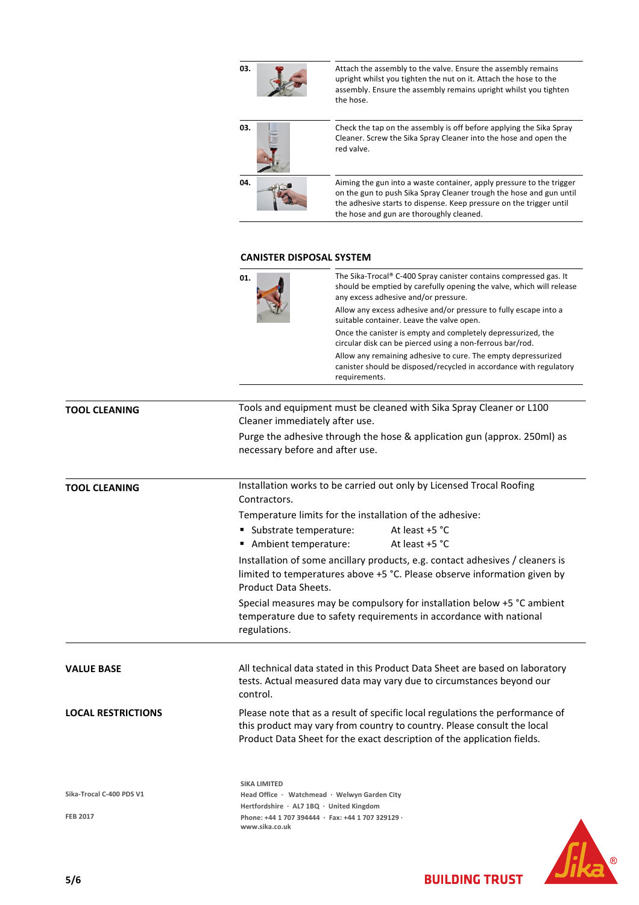| | |
|---|---|
| 03. | Attach the assembly to the valve. Ensure the assembly remains upright whilst you tighten the nut on it. Attach the hose to the assembly. Ensure the assembly remains upright whilst you tighten the hose. |
| 03. | Check the tap on the assembly is off before applying the Sika Spray Cleaner. Screw the Sika Spray Cleaner into the hose and open the red valve. |
| 04. | Aiming the gun into a waste container, apply pressure to the trigger on the gun to push Sika Spray Cleaner trough the hose and gun until the adhesive starts to dispense. Keep pressure on the trigger until the hose and gun are thoroughly cleaned. |

**CANISTER DISPOSAL SYSTEM**

| | |
|---|---|
| 01. | The Sika-Trocal® C-400 Spray canister contains compressed gas. It should be emptied by carefully opening the valve, which will release any excess adhesive and/or pressure. Allow any excess adhesive and/or pressure to fully escape into a suitable container. Leave the valve open. Once the canister is empty and completely depressurized, the circular disk can be pierced using a non-ferrous bar/rod. Allow any remaining adhesive to cure. The empty depressurized canister should be disposed/recycled in accordance with regulatory requirements. |

## TOOL CLEANING

Tools and equipment must be cleaned with Sika Spray Cleaner or L100 Cleaner immediately after use.

Purge the adhesive through the hose & application gun (approx. 250ml) as necessary before and after use.

## TOOL CLEANING

Installation works to be carried out only by Licensed Trocal Roofing Contractors.

Temperature limits for the installation of the adhesive:

- Substrate temperature: At least +5 °C
- Ambient temperature: At least +5 °C

Installation of some ancillary products, e.g. contact adhesives / cleaners is limited to temperatures above +5 °C. Please observe information given by Product Data Sheets.

Special measures may be compulsory for installation below +5 °C ambient temperature due to safety requirements in accordance with national regulations.

## VALUE BASE

All technical data stated in this Product Data Sheet are based on laboratory tests. Actual measured data may vary due to circumstances beyond our control.

## LOCAL RESTRICTIONS

Please note that as a result of specific local regulations the performance of this product may vary from country to country. Please consult the local Product Data Sheet for the exact description of the application fields.

Sika-Trocal C-400 PDS V1

FEB 2017

**SIKA LIMITED**
Head Office · Watchmead · Welwyn Garden City
Hertfordshire · AL7 1BQ · United Kingdom
Phone: +44 1 707 394444 · Fax: +44 1 707 329129 ·
www.sika.co.uk

BUILDING TRUST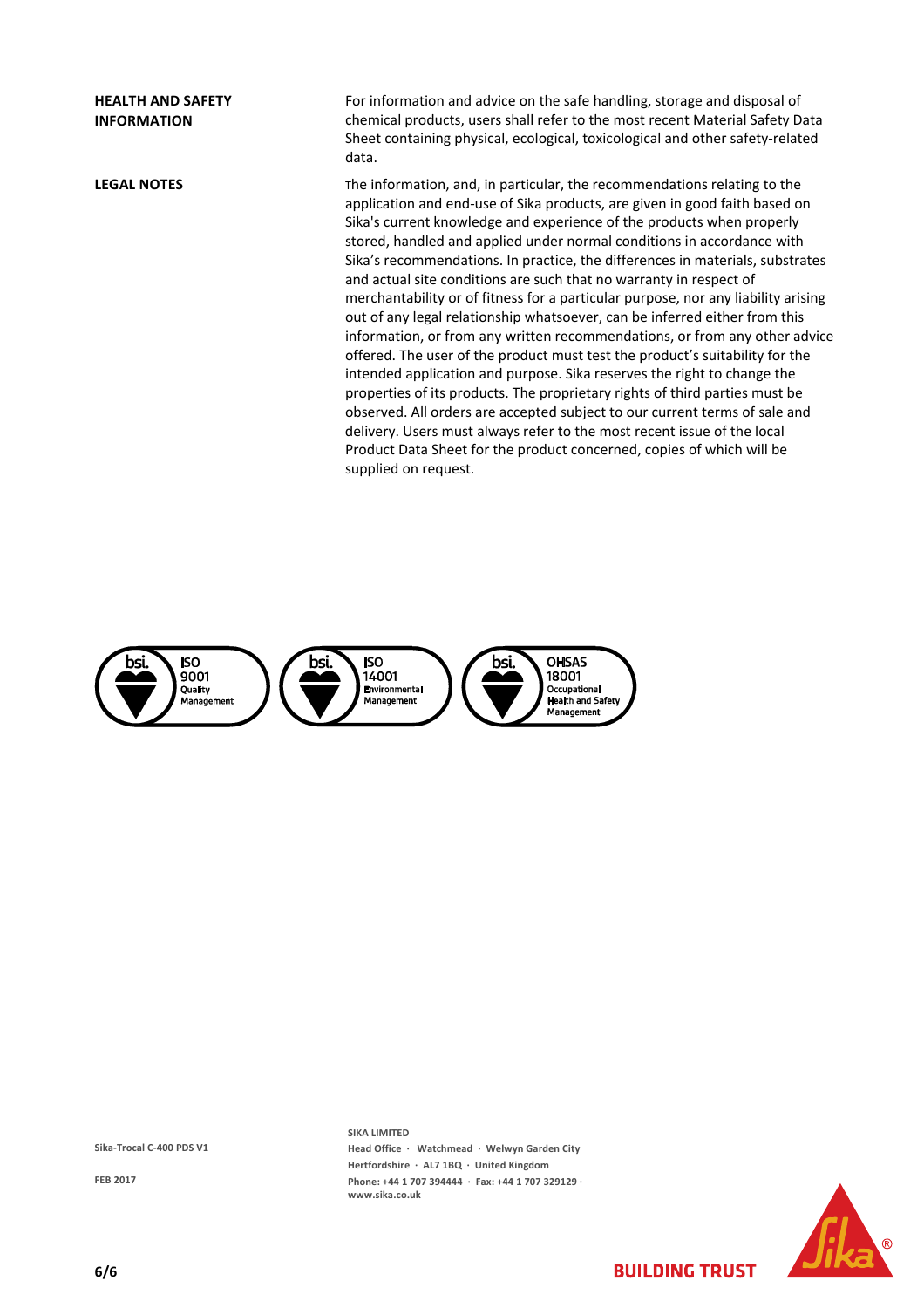**HEALTH AND SAFETY INFORMATION**

For information and advice on the safe handling, storage and disposal of chemical products, users shall refer to the most recent Material Safety Data Sheet containing physical, ecological, toxicological and other safety-related data.

**LEGAL NOTES**

The information, and, in particular, the recommendations relating to the application and end-use of Sika products, are given in good faith based on Sika's current knowledge and experience of the products when properly stored, handled and applied under normal conditions in accordance with Sika's recommendations. In practice, the differences in materials, substrates and actual site conditions are such that no warranty in respect of merchantability or of fitness for a particular purpose, nor any liability arising out of any legal relationship whatsoever, can be inferred either from this information, or from any written recommendations, or from any other advice offered. The user of the product must test the product's suitability for the intended application and purpose. Sika reserves the right to change the properties of its products. The proprietary rights of third parties must be observed. All orders are accepted subject to our current terms of sale and delivery. Users must always refer to the most recent issue of the local Product Data Sheet for the product concerned, copies of which will be supplied on request.

bsi. ISO 9001 Quality Management

bsi. ISO 14001 Environmental Management

bsi. OHSAS 18001 Occupational Health and Safety Management

Sika-Trocal C-400 PDS V1

FEB 2017

**SIKA LIMITED**
Head Office · Watchmead · Welwyn Garden City
Hertfordshire · AL7 1BQ · United Kingdom
Phone: +44 1 707 394444 · Fax: +44 1 707 329129 ·
www.sika.co.uk

**BUILDING TRUST**